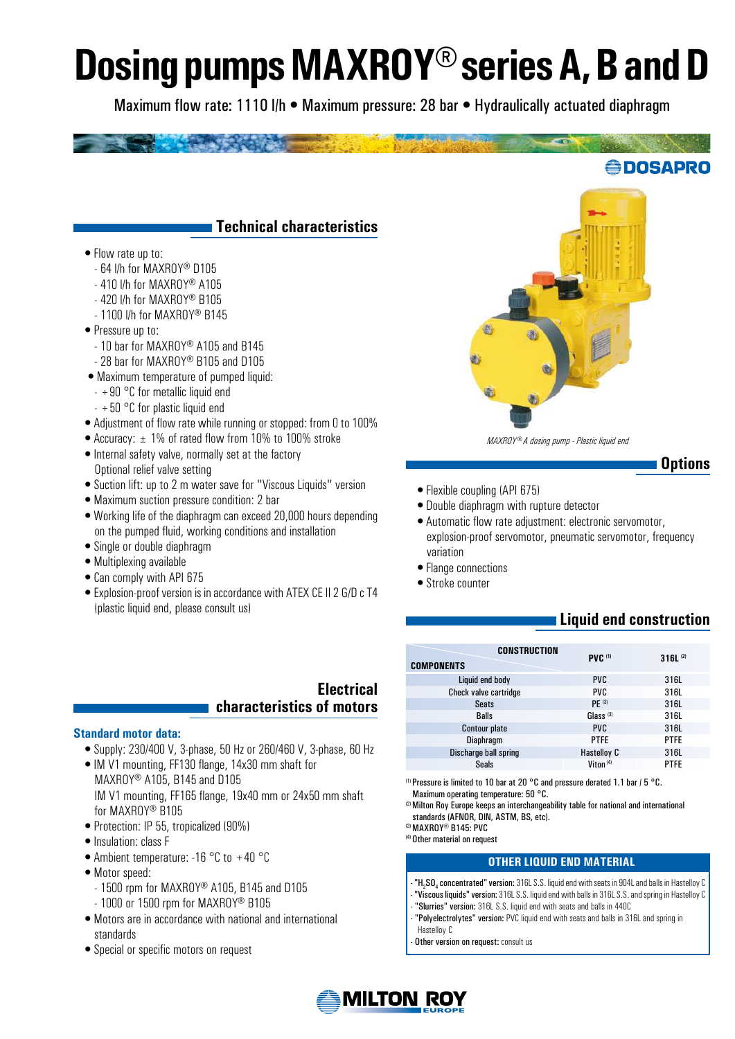# Dosing pumps MAXROY® series A, B and D

Maximum flow rate: 1110 l/h • Maximum pressure: 28 bar • Hydraulically actuated diaphragm

DOSAPRO

## Technical characteristics

- Flow rate up to:
  - 64 l/h for MAXROY® D105
  - 410 l/h for MAXROY® A105
  - 420 l/h for MAXROY® B105
  - 1100 l/h for MAXROY® B145
- Pressure up to:
  - 10 bar for MAXROY® A105 and B145
  - 28 bar for MAXROY® B105 and D105
- Maximum temperature of pumped liquid:
  - +90 °C for metallic liquid end
  - +50 °C for plastic liquid end
- Adjustment of flow rate while running or stopped: from 0 to 100%
- Accuracy: ± 1% of rated flow from 10% to 100% stroke
- Internal safety valve, normally set at the factory
  Optional relief valve setting
- Suction lift: up to 2 m water save for "Viscous Liquids" version
- Maximum suction pressure condition: 2 bar
- Working life of the diaphragm can exceed 20,000 hours depending on the pumped fluid, working conditions and installation
- Single or double diaphragm
- Multiplexing available
- Can comply with API 675
- Explosion-proof version is in accordance with ATEX CE II 2 G/D c T4 (plastic liquid end, please consult us)

*MAXROY® A dosing pump - Plastic liquid end*

## Options

- Flexible coupling (API 675)
- Double diaphragm with rupture detector
- Automatic flow rate adjustment: electronic servomotor, explosion-proof servomotor, pneumatic servomotor, frequency variation
- Flange connections
- Stroke counter

## Electrical characteristics of motors

### Standard motor data:

- Supply: 230/400 V, 3-phase, 50 Hz or 260/460 V, 3-phase, 60 Hz
- IM V1 mounting, FF130 flange, 14x30 mm shaft for MAXROY® A105, B145 and D105
  IM V1 mounting, FF165 flange, 19x40 mm or 24x50 mm shaft for MAXROY® B105
- Protection: IP 55, tropicalized (90%)
- Insulation: class F
- Ambient temperature: -16 °C to +40 °C
- Motor speed:
  - 1500 rpm for MAXROY® A105, B145 and D105
  - 1000 or 1500 rpm for MAXROY® B105
- Motors are in accordance with national and international standards
- Special or specific motors on request

## Liquid end construction

| CONSTRUCTION / COMPONENTS | PVC [1] | 316L [2] |
|---|---|---|
| Liquid end body | PVC | 316L |
| Check valve cartridge | PVC | 316L |
| Seats | PE [3] | 316L |
| Balls | Glass [3] | 316L |
| Contour plate | PVC | 316L |
| Diaphragm | PTFE | PTFE |
| Discharge ball spring | Hastelloy C | 316L |
| Seals | Viton [4] | PTFE |

[1] Pressure is limited to 10 bar at 20 °C and pressure derated 1.1 bar / 5 °C. Maximum operating temperature: 50 °C.
[2] Milton Roy Europe keeps an interchangeability table for national and international standards (AFNOR, DIN, ASTM, BS, etc).
[3] MAXROY® B145: PVC
[4] Other material on request

### OTHER LIQUID END MATERIAL

- **"$H_2SO_4$ concentrated" version:** 316L S.S. liquid end with seats in 904L and balls in Hastelloy C
- **"Viscous liquids" version:** 316L S.S. liquid end with balls in 316L S.S. and spring in Hastelloy C
- **"Slurries" version:** 316L S.S. liquid end with seats and balls in 440C
- **"Polyelectrolytes" version:** PVC liquid end with seats and balls in 316L and spring in Hastelloy C
- **Other version on request:** consult us

MILTON ROY EUROPE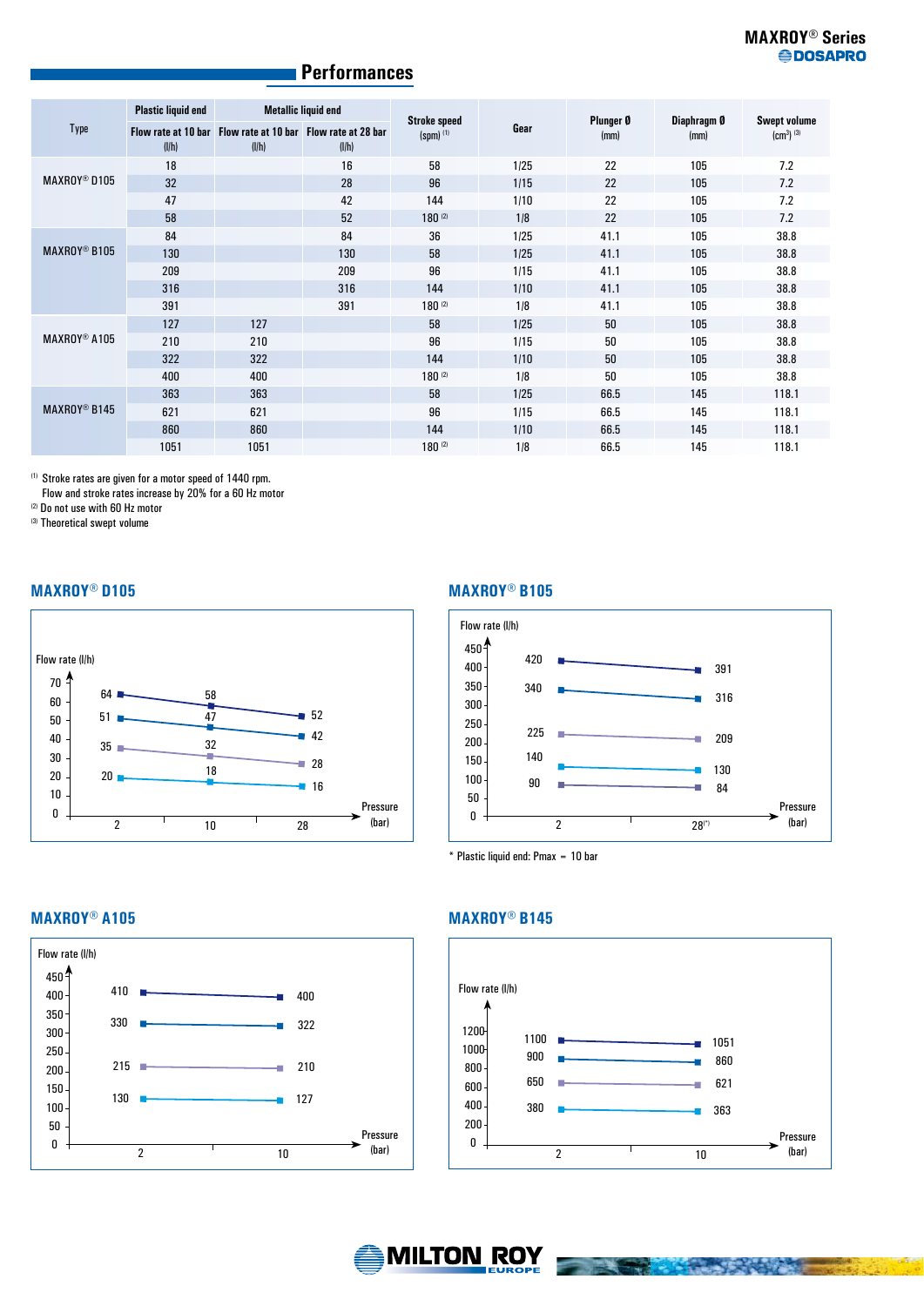## Performances

| Type | Plastic liquid end | Metallic liquid end | | Stroke speed (spm) [1] | Gear | Plunger Ø (mm) | Diaphragm Ø (mm) | Swept volume ($cm^3$) [3] |
|---|---|---|---|---|---|---|---|---|
| | Flow rate at 10 bar (l/h) | Flow rate at 10 bar (l/h) | Flow rate at 28 bar (l/h) | | | | | |
| MAXROY® D105 | 18 | | 16 | 58 | 1/25 | 22 | 105 | 7.2 |
| | 32 | | 28 | 96 | 1/15 | 22 | 105 | 7.2 |
| | 47 | | 42 | 144 | 1/10 | 22 | 105 | 7.2 |
| | 58 | | 52 | 180 [2] | 1/8 | 22 | 105 | 7.2 |
| MAXROY® B105 | 84 | | 84 | 36 | 1/25 | 41.1 | 105 | 38.8 |
| | 130 | | 130 | 58 | 1/25 | 41.1 | 105 | 38.8 |
| | 209 | | 209 | 96 | 1/15 | 41.1 | 105 | 38.8 |
| | 316 | | 316 | 144 | 1/10 | 41.1 | 105 | 38.8 |
| | 391 | | 391 | 180 [2] | 1/8 | 41.1 | 105 | 38.8 |
| MAXROY® A105 | 127 | 127 | | 58 | 1/25 | 50 | 105 | 38.8 |
| | 210 | 210 | | 96 | 1/15 | 50 | 105 | 38.8 |
| | 322 | 322 | | 144 | 1/10 | 50 | 105 | 38.8 |
| | 400 | 400 | | 180 [2] | 1/8 | 50 | 105 | 38.8 |
| MAXROY® B145 | 363 | 363 | | 58 | 1/25 | 66.5 | 145 | 118.1 |
| | 621 | 621 | | 96 | 1/15 | 66.5 | 145 | 118.1 |
| | 860 | 860 | | 144 | 1/10 | 66.5 | 145 | 118.1 |
| | 1051 | 1051 | | 180 [2] | 1/8 | 66.5 | 145 | 118.1 |

[1] Stroke rates are given for a motor speed of 1440 rpm.
Flow and stroke rates increase by 20% for a 60 Hz motor
[2] Do not use with 60 Hz motor
[3] Theoretical swept volume

### MAXROY® D105

Flow rate (l/h) vs Pressure (bar)

| Pressure (bar) | 2 | 10 | 28 |
|---|---|---|---|
| | 64 | 58 | 52 |
| | 51 | 47 | 42 |
| | 35 | 32 | 28 |
| | 20 | 18 | 16 |

### MAXROY® B105

Flow rate (l/h) vs Pressure (bar)

| Pressure (bar) | 2 | 28* |
|---|---|---|
| | 420 | 391 |
| | 340 | 316 |
| | 225 | 209 |
| | 140 | 130 |
| | 90 | 84 |

\* Plastic liquid end: Pmax = 10 bar

### MAXROY® A105

Flow rate (l/h) vs Pressure (bar)

| Pressure (bar) | 2 | 10 |
|---|---|---|
| | 410 | 400 |
| | 330 | 322 |
| | 215 | 210 |
| | 130 | 127 |

### MAXROY® B145

Flow rate (l/h) vs Pressure (bar)

| Pressure (bar) | 2 | 10 |
|---|---|---|
| | 1100 | 1051 |
| | 900 | 860 |
| | 650 | 621 |
| | 380 | 363 |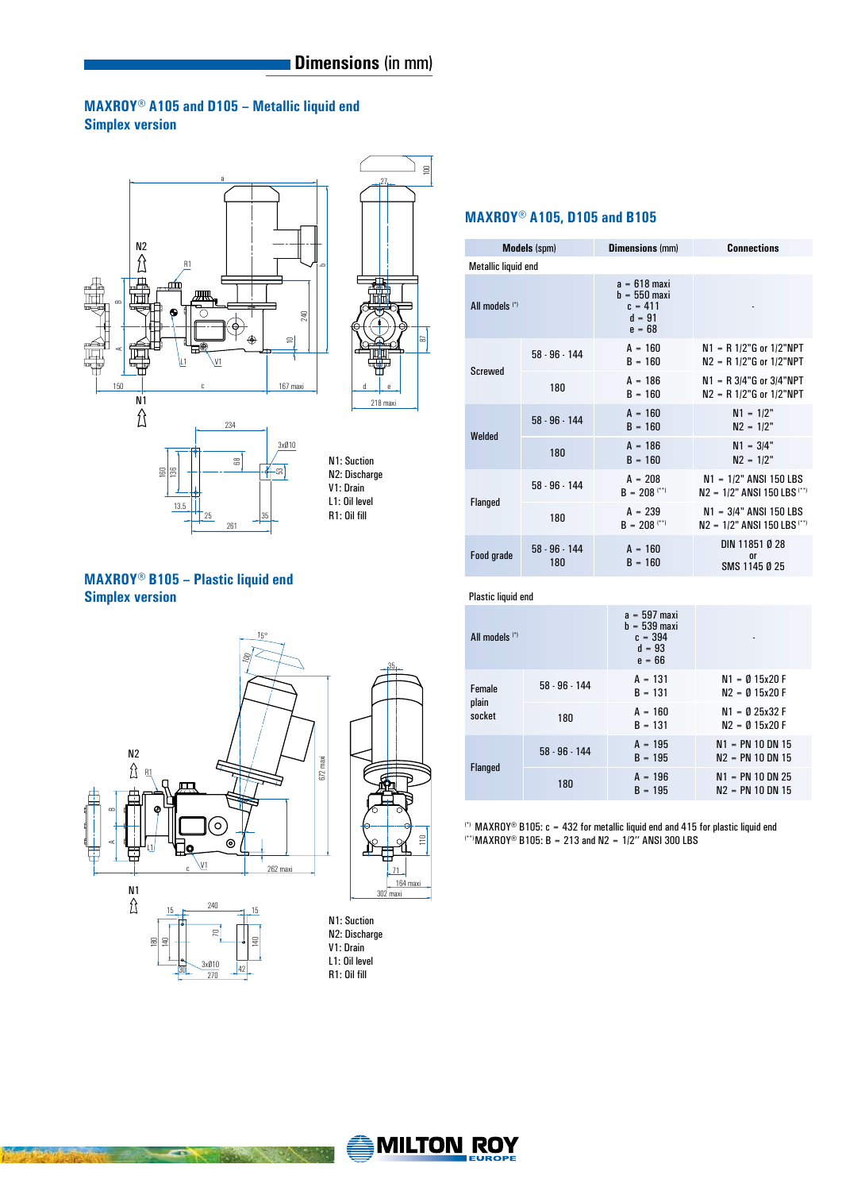## Dimensions (in mm)

### MAXROY® A105 and D105 – Metallic liquid end
### Simplex version

N1: Suction
N2: Discharge
V1: Drain
L1: Oil level
R1: Oil fill

### MAXROY® B105 – Plastic liquid end
### Simplex version

N1: Suction
N2: Discharge
V1: Drain
L1: Oil level
R1: Oil fill

### MAXROY® A105, D105 and B105

| Models (spm) | | Dimensions (mm) | Connections |
|---|---|---|---|
| **Metallic liquid end** | | | |
| All models [*] | | a = 618 maxi<br>b = 550 maxi<br>c = 411<br>d = 91<br>e = 68 | - |
| Screwed | 58 - 96 - 144 | A = 160<br>B = 160 | N1 = R 1/2"G or 1/2"NPT<br>N2 = R 1/2"G or 1/2"NPT |
| | 180 | A = 186<br>B = 160 | N1 = R 3/4"G or 3/4"NPT<br>N2 = R 1/2"G or 1/2"NPT |
| Welded | 58 - 96 - 144 | A = 160<br>B = 160 | N1 = 1/2"<br>N2 = 1/2" |
| | 180 | A = 186<br>B = 160 | N1 = 3/4"<br>N2 = 1/2" |
| Flanged | 58 - 96 - 144 | A = 208<br>B = 208 [**] | N1 = 1/2" ANSI 150 LBS<br>N2 = 1/2" ANSI 150 LBS [**] |
| | 180 | A = 239<br>B = 208 [**] | N1 = 3/4" ANSI 150 LBS<br>N2 = 1/2" ANSI 150 LBS [**] |
| Food grade | 58 - 96 - 144<br>180 | A = 160<br>B = 160 | DIN 11851 Ø 28<br>or<br>SMS 1145 Ø 25 |
| **Plastic liquid end** | | | |
| All models [*] | | a = 597 maxi<br>b = 539 maxi<br>c = 394<br>d = 93<br>e = 66 | - |
| Female plain socket | 58 - 96 - 144 | A = 131<br>B = 131 | N1 = Ø 15x20 F<br>N2 = Ø 15x20 F |
| | 180 | A = 160<br>B = 131 | N1 = Ø 25x32 F<br>N2 = Ø 15x20 F |
| Flanged | 58 - 96 - 144 | A = 195<br>B = 195 | N1 = PN 10 DN 15<br>N2 = PN 10 DN 15 |
| | 180 | A = 196<br>B = 195 | N1 = PN 10 DN 25<br>N2 = PN 10 DN 15 |

[*] MAXROY® B105: c = 432 for metallic liquid end and 415 for plastic liquid end
[**] MAXROY® B105: B = 213 and N2 = 1/2" ANSI 300 LBS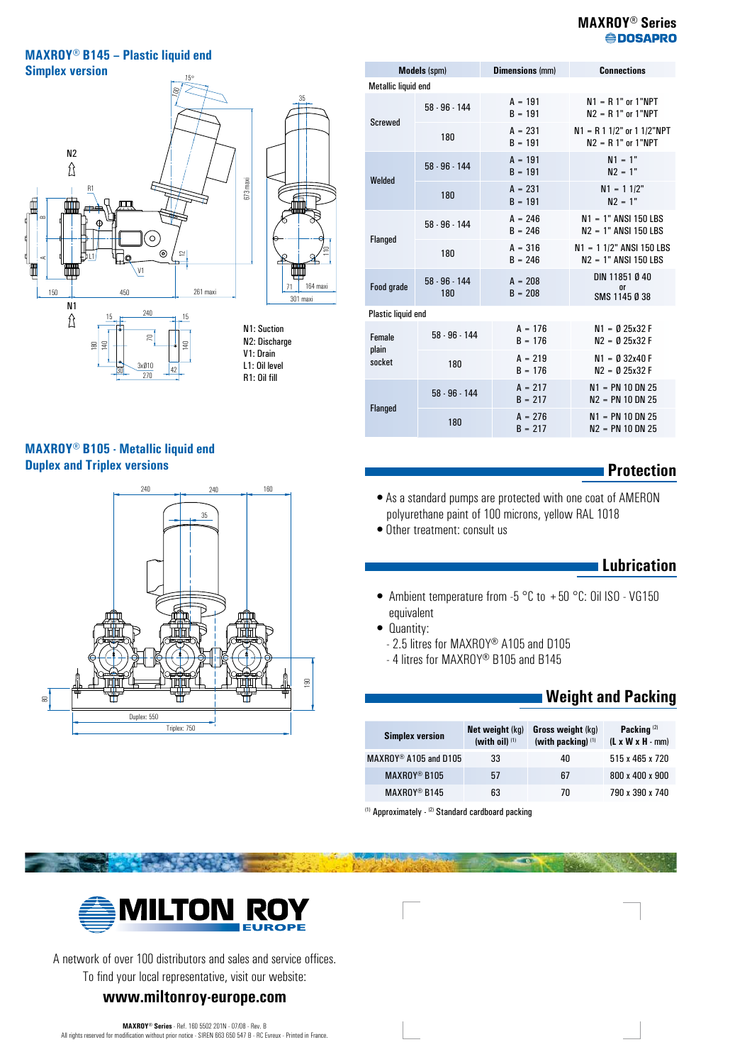MAXROY® Series
DOSAPRO

## MAXROY® B145 – Plastic liquid end
### Simplex version

15°
100
35
N2
R1
673 maxi
L1
V1
110
150
450
261 maxi
71
164 maxi
301 maxi
N1
15
240
15
70
180
140
140
3xØ10
30
270
42

N1: Suction
N2: Discharge
V1: Drain
L1: Oil level
R1: Oil fill

| Models (spm) | | Dimensions (mm) | Connections |
|---|---|---|---|
| Metallic liquid end | | | |
| Screwed | 58 - 96 - 144 | A = 191<br>B = 191 | N1 = R 1" or 1"NPT<br>N2 = R 1" or 1"NPT |
| | 180 | A = 231<br>B = 191 | N1 = R 1 1/2" or 1 1/2"NPT<br>N2 = R 1" or 1"NPT |
| Welded | 58 - 96 - 144 | A = 191<br>B = 191 | N1 = 1"<br>N2 = 1" |
| | 180 | A = 231<br>B = 191 | N1 = 1 1/2"<br>N2 = 1" |
| Flanged | 58 - 96 - 144 | A = 246<br>B = 246 | N1 = 1" ANSI 150 LBS<br>N2 = 1" ANSI 150 LBS |
| | 180 | A = 316<br>B = 246 | N1 = 1 1/2" ANSI 150 LBS<br>N2 = 1" ANSI 150 LBS |
| Food grade | 58 - 96 - 144<br>180 | A = 208<br>B = 208 | DIN 11851 Ø 40<br>or<br>SMS 1145 Ø 38 |
| Plastic liquid end | | | |
| Female plain socket | 58 - 96 - 144 | A = 176<br>B = 176 | N1 = Ø 25x32 F<br>N2 = Ø 25x32 F |
| | 180 | A = 219<br>B = 176 | N1 = Ø 32x40 F<br>N2 = Ø 25x32 F |
| Flanged | 58 - 96 - 144 | A = 217<br>B = 217 | N1 = PN 10 DN 25<br>N2 = PN 10 DN 25 |
| | 180 | A = 276<br>B = 217 | N1 = PN 10 DN 25<br>N2 = PN 10 DN 25 |

## MAXROY® B105 - Metallic liquid end
### Duplex and Triplex versions

240
240
160
35
80
190
Duplex: 550
Triplex: 750

## Protection

- As a standard pumps are protected with one coat of AMERON polyurethane paint of 100 microns, yellow RAL 1018
- Other treatment: consult us

## Lubrication

- Ambient temperature from -5 °C to + 50 °C: Oil ISO - VG150 equivalent
- Quantity:
  - 2.5 litres for MAXROY® A105 and D105
  - 4 litres for MAXROY® B105 and B145

## Weight and Packing

| Simplex version | Net weight (kg) (with oil) [1] | Gross weight (kg) (with packing) [1] | Packing [2] (L x W x H - mm) |
|---|---|---|---|
| MAXROY® A105 and D105 | 33 | 40 | 515 x 465 x 720 |
| MAXROY® B105 | 57 | 67 | 800 x 400 x 900 |
| MAXROY® B145 | 63 | 70 | 790 x 390 x 740 |

[1] Approximately - [2] Standard cardboard packing

MILTON ROY EUROPE

A network of over 100 distributors and sales and service offices.
To find your local representative, visit our website:

**www.miltonroy-europe.com**

**MAXROY® Series** - Ref. 160 5502 201N - 07/08 - Rev. B
All rights reserved for modification without prior notice - SIREN 663 650 547 B - RC Evreux - Printed in France.